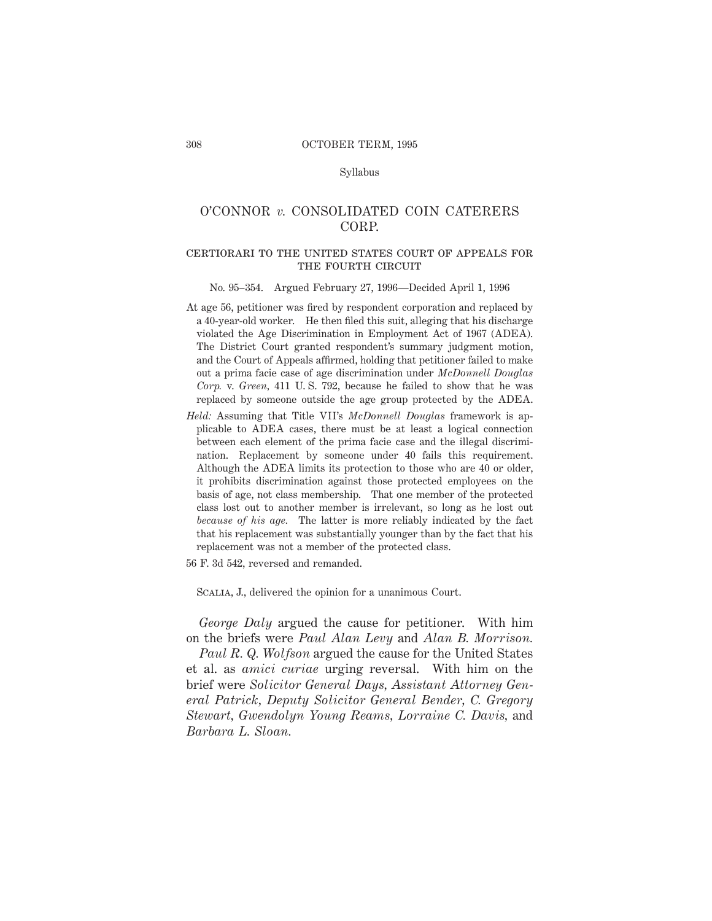Syllabus

# O'CONNOR *v.* CONSOLIDATED COIN CATERERS CORP.

## CERTIORARI TO THE UNITED STATES COURT OF APPEALS FOR THE FOURTH CIRCUIT

No. 95–354. Argued February 27, 1996—Decided April 1, 1996

At age 56, petitioner was fired by respondent corporation and replaced by a 40-year-old worker. He then filed this suit, alleging that his discharge violated the Age Discrimination in Employment Act of 1967 (ADEA). The District Court granted respondent's summary judgment motion, and the Court of Appeals affirmed, holding that petitioner failed to make out a prima facie case of age discrimination under *McDonnell Douglas Corp.* v. *Green,* 411 U. S. 792, because he failed to show that he was replaced by someone outside the age group protected by the ADEA.

*Held:* Assuming that Title VII's *McDonnell Douglas* framework is applicable to ADEA cases, there must be at least a logical connection between each element of the prima facie case and the illegal discrimination. Replacement by someone under 40 fails this requirement. Although the ADEA limits its protection to those who are 40 or older, it prohibits discrimination against those protected employees on the basis of age, not class membership. That one member of the protected class lost out to another member is irrelevant, so long as he lost out *because of his age.* The latter is more reliably indicated by the fact that his replacement was substantially younger than by the fact that his replacement was not a member of the protected class.

56 F. 3d 542, reversed and remanded.

Scalia, J., delivered the opinion for a unanimous Court.

*George Daly* argued the cause for petitioner. With him on the briefs were *Paul Alan Levy* and *Alan B. Morrison.*

*Paul R. Q. Wolfson* argued the cause for the United States et al. as *amici curiae* urging reversal. With him on the brief were *Solicitor General Days, Assistant Attorney General Patrick, Deputy Solicitor General Bender, C. Gregory Stewart, Gwendolyn Young Reams, Lorraine C. Davis,* and *Barbara L. Sloan.*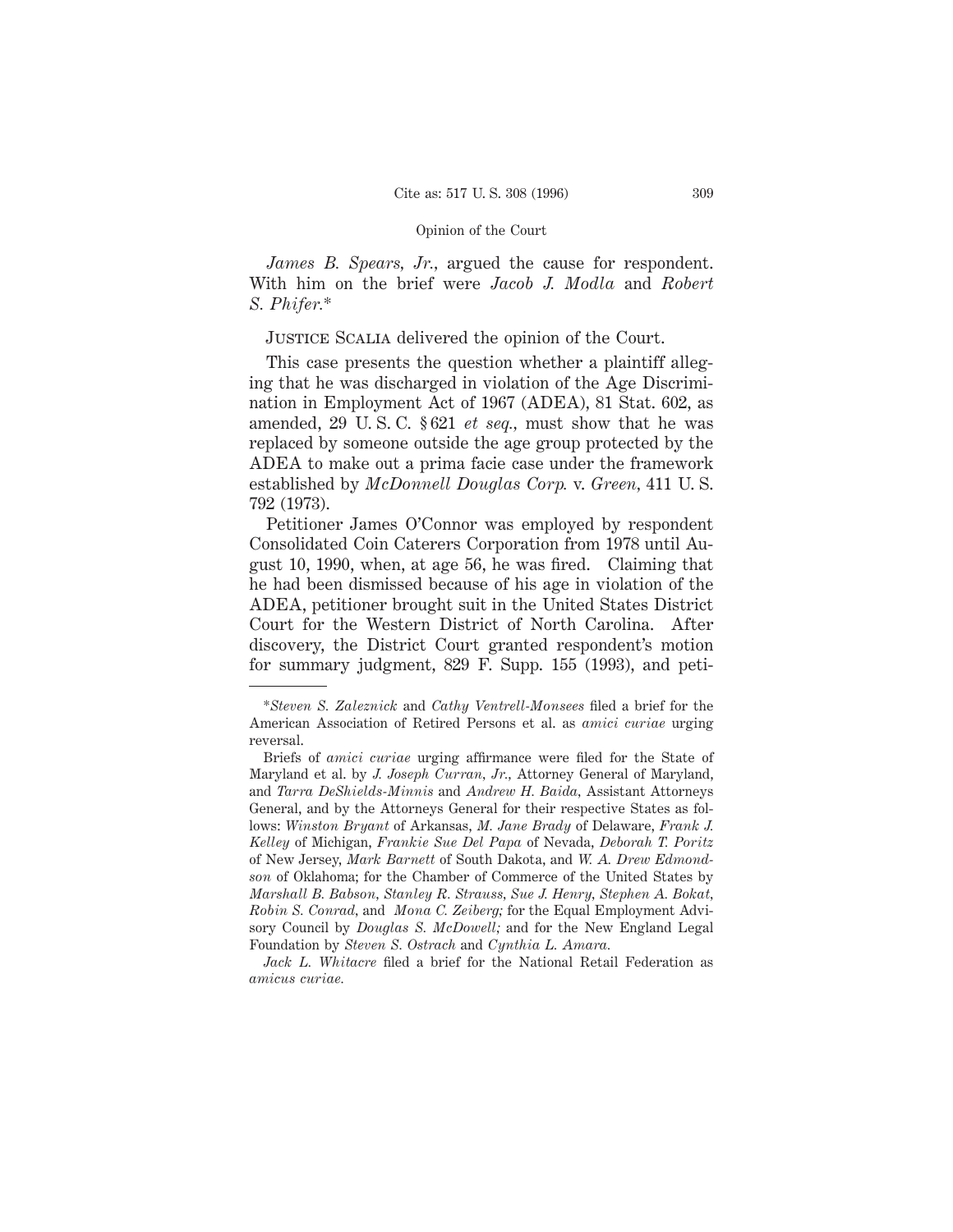*James B. Spears, Jr.,* argued the cause for respondent. With him on the brief were *Jacob J. Modla* and *Robert S. Phifer.**

Justice Scalia delivered the opinion of the Court.

This case presents the question whether a plaintiff alleging that he was discharged in violation of the Age Discrimination in Employment Act of 1967 (ADEA), 81 Stat. 602, as amended, 29 U. S. C. § 621 *et seq.*, must show that he was replaced by someone outside the age group protected by the ADEA to make out a prima facie case under the framework established by *McDonnell Douglas Corp.* v. *Green*, 411 U. S. 792 (1973).

Petitioner James O'Connor was employed by respondent Consolidated Coin Caterers Corporation from 1978 until August 10, 1990, when, at age 56, he was fired. Claiming that he had been dismissed because of his age in violation of the ADEA, petitioner brought suit in the United States District Court for the Western District of North Carolina. After discovery, the District Court granted respondent's motion for summary judgment, 829 F. Supp. 155 (1993), and peti-

---

**Steven S. Zaleznick* and *Cathy Ventrell-Monsees* filed a brief for the American Association of Retired Persons et al. as *amici curiae* urging reversal.

Briefs of *amici curiae* urging affirmance were filed for the State of Maryland et al. by *J. Joseph Curran, Jr.,* Attorney General of Maryland, and *Tarra DeShields-Minnis* and *Andrew H. Baida,* Assistant Attorneys General, and by the Attorneys General for their respective States as follows: *Winston Bryant* of Arkansas, *M. Jane Brady* of Delaware, *Frank J. Kelley* of Michigan, *Frankie Sue Del Papa* of Nevada, *Deborah T. Poritz* of New Jersey, *Mark Barnett* of South Dakota, and *W. A. Drew Edmondson* of Oklahoma; for the Chamber of Commerce of the United States by *Marshall B. Babson, Stanley R. Strauss, Sue J. Henry, Stephen A. Bokat, Robin S. Conrad,* and *Mona C. Zeiberg;* for the Equal Employment Advisory Council by *Douglas S. McDowell;* and for the New England Legal Foundation by *Steven S. Ostrach* and *Cynthia L. Amara.*

*Jack L. Whitacre* filed a brief for the National Retail Federation as *amicus curiae.*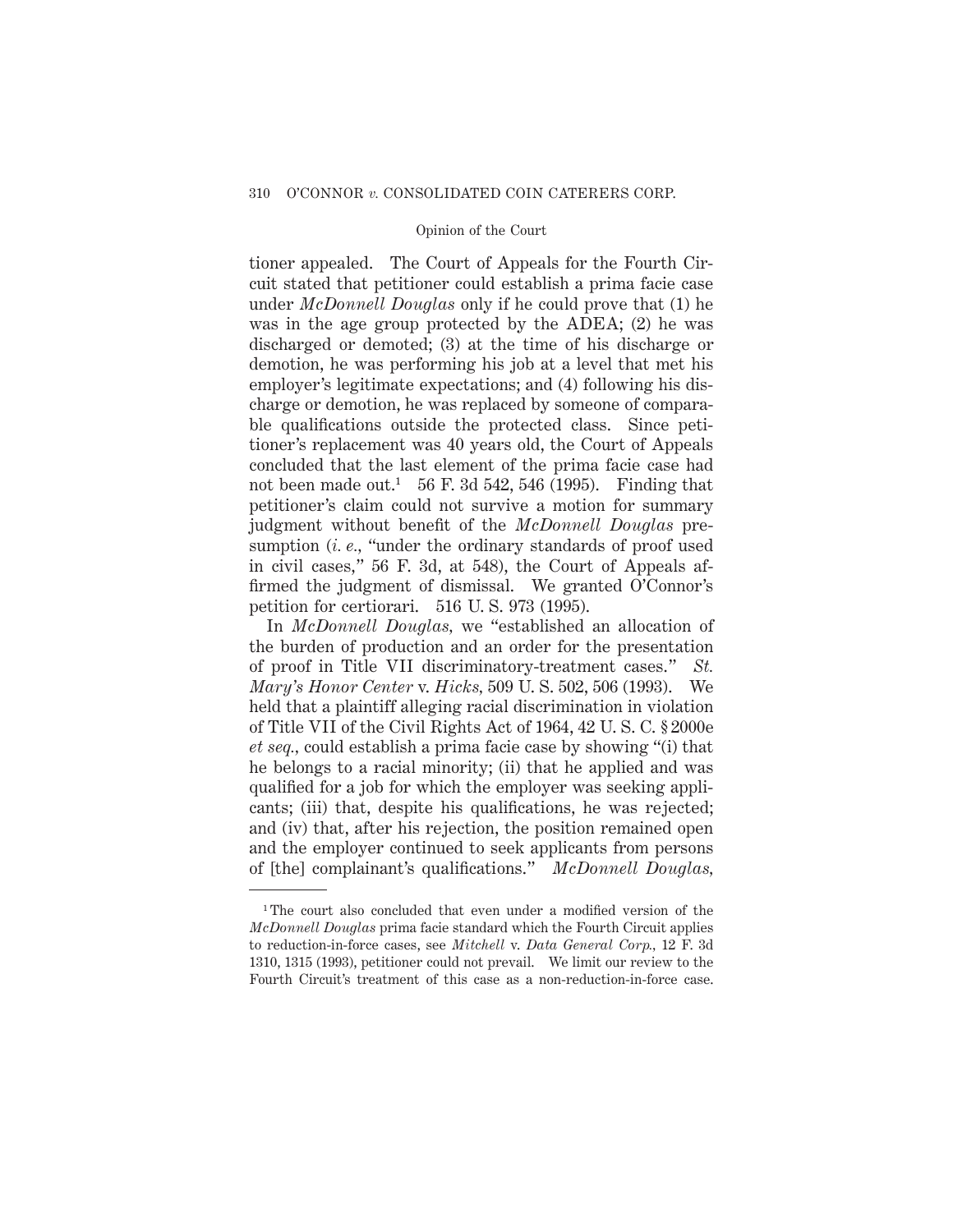tioner appealed. The Court of Appeals for the Fourth Circuit stated that petitioner could establish a prima facie case under *McDonnell Douglas* only if he could prove that (1) he was in the age group protected by the ADEA; (2) he was discharged or demoted; (3) at the time of his discharge or demotion, he was performing his job at a level that met his employer's legitimate expectations; and (4) following his discharge or demotion, he was replaced by someone of comparable qualifications outside the protected class. Since petitioner's replacement was 40 years old, the Court of Appeals concluded that the last element of the prima facie case had not been made out.[1] 56 F. 3d 542, 546 (1995). Finding that petitioner's claim could not survive a motion for summary judgment without benefit of the *McDonnell Douglas* presumption (*i. e.*, "under the ordinary standards of proof used in civil cases," 56 F. 3d, at 548), the Court of Appeals affirmed the judgment of dismissal. We granted O'Connor's petition for certiorari. 516 U. S. 973 (1995).

In *McDonnell Douglas*, we "established an allocation of the burden of production and an order for the presentation of proof in Title VII discriminatory-treatment cases." *St. Mary's Honor Center* v. *Hicks*, 509 U. S. 502, 506 (1993). We held that a plaintiff alleging racial discrimination in violation of Title VII of the Civil Rights Act of 1964, 42 U. S. C. § 2000e *et seq.*, could establish a prima facie case by showing "(i) that he belongs to a racial minority; (ii) that he applied and was qualified for a job for which the employer was seeking applicants; (iii) that, despite his qualifications, he was rejected; and (iv) that, after his rejection, the position remained open and the employer continued to seek applicants from persons of [the] complainant's qualifications." *McDonnell Douglas*,

---

[1] The court also concluded that even under a modified version of the *McDonnell Douglas* prima facie standard which the Fourth Circuit applies to reduction-in-force cases, see *Mitchell* v. *Data General Corp.*, 12 F. 3d 1310, 1315 (1993), petitioner could not prevail. We limit our review to the Fourth Circuit's treatment of this case as a non-reduction-in-force case.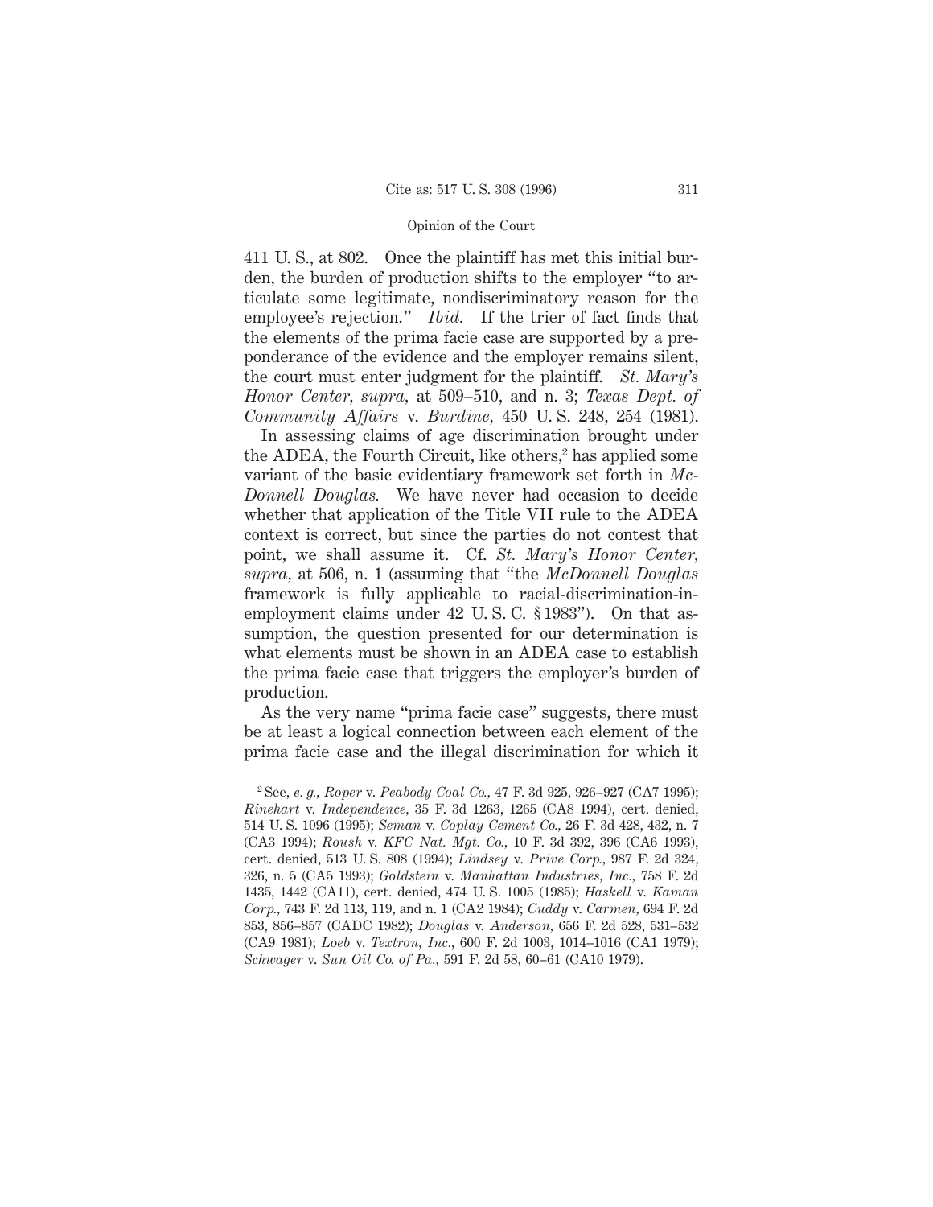411 U. S., at 802. Once the plaintiff has met this initial burden, the burden of production shifts to the employer "to articulate some legitimate, nondiscriminatory reason for the employee's rejection." *Ibid.* If the trier of fact finds that the elements of the prima facie case are supported by a preponderance of the evidence and the employer remains silent, the court must enter judgment for the plaintiff. *St. Mary's Honor Center*, *supra*, at 509–510, and n. 3; *Texas Dept. of Community Affairs* v. *Burdine*, 450 U. S. 248, 254 (1981).

In assessing claims of age discrimination brought under the ADEA, the Fourth Circuit, like others,[2] has applied some variant of the basic evidentiary framework set forth in *McDonnell Douglas.* We have never had occasion to decide whether that application of the Title VII rule to the ADEA context is correct, but since the parties do not contest that point, we shall assume it. Cf. *St. Mary's Honor Center*, *supra*, at 506, n. 1 (assuming that "the *McDonnell Douglas* framework is fully applicable to racial-discrimination-in-employment claims under 42 U. S. C. § 1983"). On that assumption, the question presented for our determination is what elements must be shown in an ADEA case to establish the prima facie case that triggers the employer's burden of production.

As the very name "prima facie case" suggests, there must be at least a logical connection between each element of the prima facie case and the illegal discrimination for which it

---

[2] See, *e. g.*, *Roper* v. *Peabody Coal Co.*, 47 F. 3d 925, 926–927 (CA7 1995); *Rinehart* v. *Independence*, 35 F. 3d 1263, 1265 (CA8 1994), cert. denied, 514 U. S. 1096 (1995); *Seman* v. *Coplay Cement Co.*, 26 F. 3d 428, 432, n. 7 (CA3 1994); *Roush* v. *KFC Nat. Mgt. Co.*, 10 F. 3d 392, 396 (CA6 1993), cert. denied, 513 U. S. 808 (1994); *Lindsey* v. *Prive Corp.*, 987 F. 2d 324, 326, n. 5 (CA5 1993); *Goldstein* v. *Manhattan Industries, Inc.*, 758 F. 2d 1435, 1442 (CA11), cert. denied, 474 U. S. 1005 (1985); *Haskell* v. *Kaman Corp.*, 743 F. 2d 113, 119, and n. 1 (CA2 1984); *Cuddy* v. *Carmen*, 694 F. 2d 853, 856–857 (CADC 1982); *Douglas* v. *Anderson*, 656 F. 2d 528, 531–532 (CA9 1981); *Loeb* v. *Textron, Inc.*, 600 F. 2d 1003, 1014–1016 (CA1 1979); *Schwager* v. *Sun Oil Co. of Pa.*, 591 F. 2d 58, 60–61 (CA10 1979).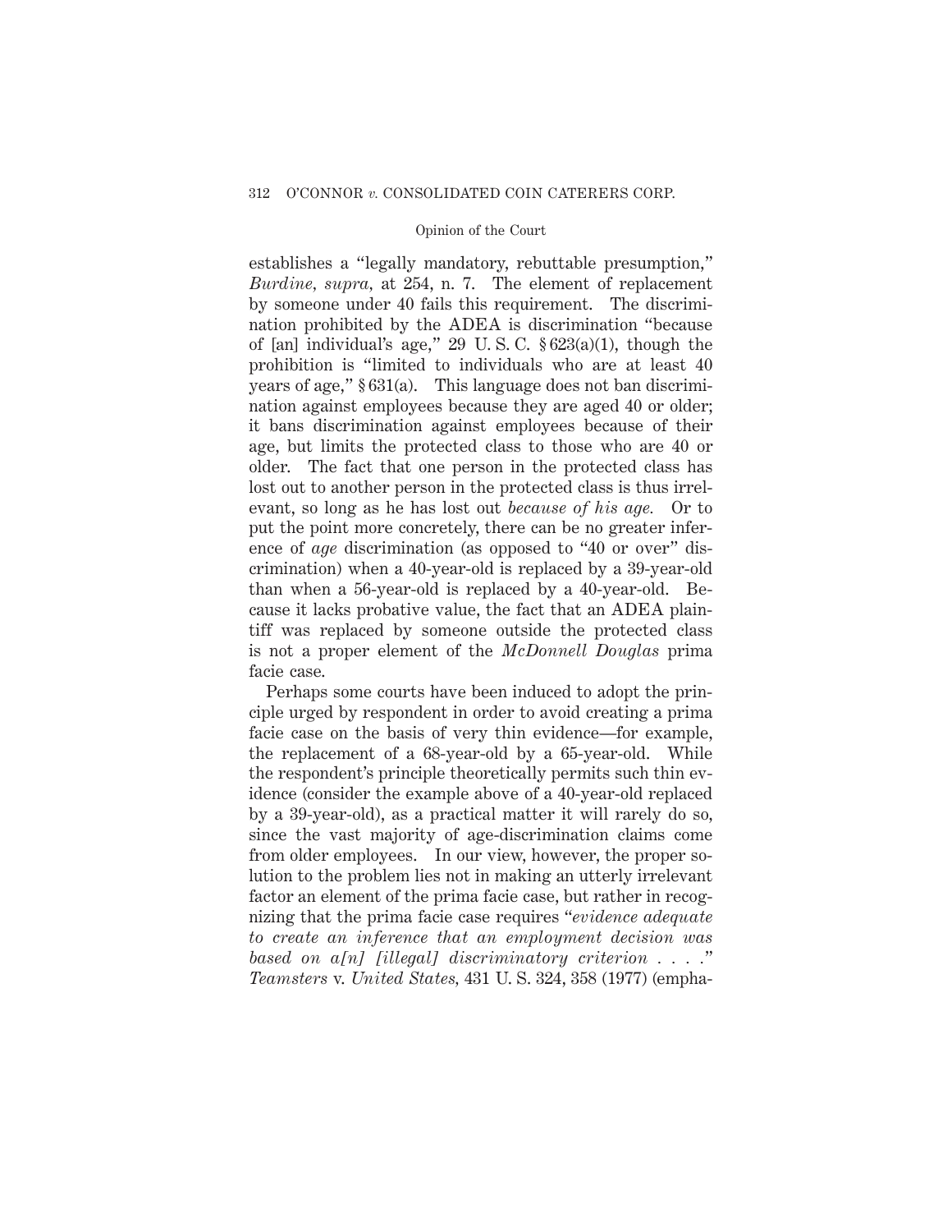establishes a "legally mandatory, rebuttable presumption," *Burdine*, *supra*, at 254, n. 7. The element of replacement by someone under 40 fails this requirement. The discrimination prohibited by the ADEA is discrimination "because of [an] individual's age," 29 U. S. C. § 623(a)(1), though the prohibition is "limited to individuals who are at least 40 years of age," § 631(a). This language does not ban discrimination against employees because they are aged 40 or older; it bans discrimination against employees because of their age, but limits the protected class to those who are 40 or older. The fact that one person in the protected class has lost out to another person in the protected class is thus irrelevant, so long as he has lost out *because of his age.* Or to put the point more concretely, there can be no greater inference of *age* discrimination (as opposed to "40 or over" discrimination) when a 40-year-old is replaced by a 39-year-old than when a 56-year-old is replaced by a 40-year-old. Because it lacks probative value, the fact that an ADEA plaintiff was replaced by someone outside the protected class is not a proper element of the *McDonnell Douglas* prima facie case.

Perhaps some courts have been induced to adopt the principle urged by respondent in order to avoid creating a prima facie case on the basis of very thin evidence—for example, the replacement of a 68-year-old by a 65-year-old. While the respondent's principle theoretically permits such thin evidence (consider the example above of a 40-year-old replaced by a 39-year-old), as a practical matter it will rarely do so, since the vast majority of age-discrimination claims come from older employees. In our view, however, the proper solution to the problem lies not in making an utterly irrelevant factor an element of the prima facie case, but rather in recognizing that the prima facie case requires "*evidence adequate to create an inference that an employment decision was based on a[n] [illegal] discriminatory criterion . . . .*" *Teamsters* v. *United States*, 431 U. S. 324, 358 (1977) (empha-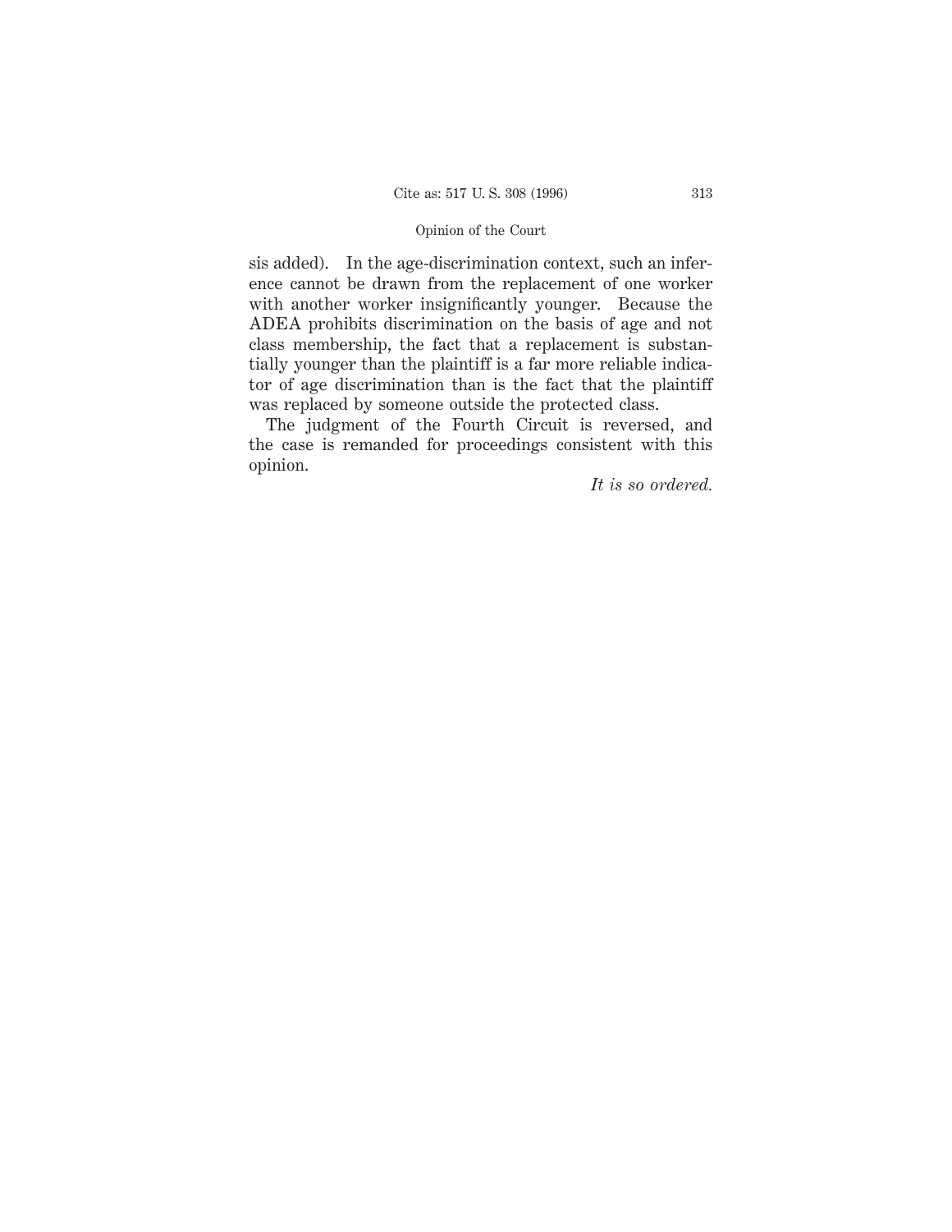sis added). In the age-discrimination context, such an inference cannot be drawn from the replacement of one worker with another worker insignificantly younger. Because the ADEA prohibits discrimination on the basis of age and not class membership, the fact that a replacement is substantially younger than the plaintiff is a far more reliable indicator of age discrimination than is the fact that the plaintiff was replaced by someone outside the protected class.

The judgment of the Fourth Circuit is reversed, and the case is remanded for proceedings consistent with this opinion.

*It is so ordered.*